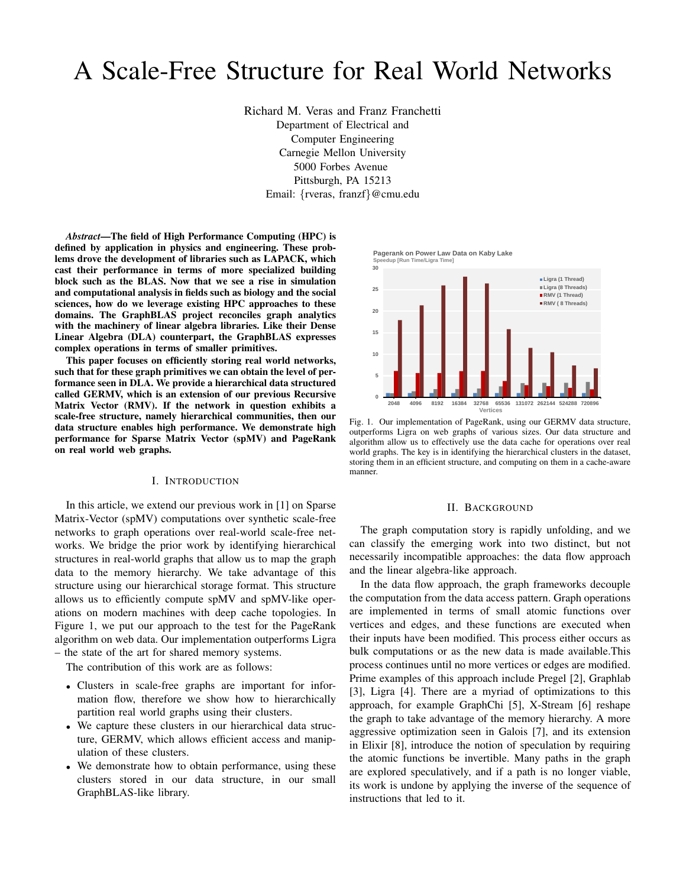# A Scale-Free Structure for Real World Networks

Richard M. Veras and Franz Franchetti
Department of Electrical and Computer Engineering
Carnegie Mellon University
5000 Forbes Avenue
Pittsburgh, PA 15213
Email: {rveras, franzf}@cmu.edu

***Abstract*—The field of High Performance Computing (HPC) is defined by application in physics and engineering. These problems drove the development of libraries such as LAPACK, which cast their performance in terms of more specialized building block such as the BLAS. Now that we see a rise in simulation and computational analysis in fields such as biology and the social sciences, how do we leverage existing HPC approaches to these domains. The GraphBLAS project reconciles graph analytics with the machinery of linear algebra libraries. Like their Dense Linear Algebra (DLA) counterpart, the GraphBLAS expresses complex operations in terms of smaller primitives.**

**This paper focuses on efficiently storing real world networks, such that for these graph primitives we can obtain the level of performance seen in DLA. We provide a hierarchical data structured called GERMV, which is an extension of our previous Recursive Matrix Vector (RMV). If the network in question exhibits a scale-free structure, namely hierarchical communities, then our data structure enables high performance. We demonstrate high performance for Sparse Matrix Vector (spMV) and PageRank on real world web graphs.**

## I. Introduction

In this article, we extend our previous work in [1] on Sparse Matrix-Vector (spMV) computations over synthetic scale-free networks to graph operations over real-world scale-free networks. We bridge the prior work by identifying hierarchical structures in real-world graphs that allow us to map the graph data to the memory hierarchy. We take advantage of this structure using our hierarchical storage format. This structure allows us to efficiently compute spMV and spMV-like operations on modern machines with deep cache topologies. In Figure 1, we put our approach to the test for the PageRank algorithm on web data. Our implementation outperforms Ligra – the state of the art for shared memory systems.

The contribution of this work are as follows:

- Clusters in scale-free graphs are important for information flow, therefore we show how to hierarchically partition real world graphs using their clusters.
- We capture these clusters in our hierarchical data structure, GERMV, which allows efficient access and manipulation of these clusters.
- We demonstrate how to obtain performance, using these clusters stored in our data structure, in our small GraphBLAS-like library.

Pagerank on Power Law Data on Kaby Lake
Speedup [Run Time/Ligra Time]

| Vertices | Ligra (1 Thread) | Ligra (8 Threads) | RMV (1 Thread) | RMV ( 8 Threads) |
|---|---|---|---|---|
| 2048 | ~1 | ~0.9 | ~6 | ~18 |
| 4096 | ~1 | ~1.4 | ~5.6 | ~21.3 |
| 8192 | ~1 | ~1.9 | ~5.6 | ~26 |
| 16384 | ~1 | ~1.9 | ~6 | ~28 |
| 32768 | ~1 | ~2 | ~6 | ~26.5 |
| 65536 | ~1 | ~2.5 | ~3.8 | ~15.8 |
| 131072 | ~1 | ~3.2 | ~2.8 | ~11.5 |
| 262144 | ~1 | ~3.3 | ~2.5 | ~10.5 |
| 524288 | ~1 | ~3.3 | ~2.2 | ~7.4 |
| 720896 | ~1 | ~3.5 | ~1.9 | ~6.7 |

Fig. 1. Our implementation of PageRank, using our GERMV data structure, outperforms Ligra on web graphs of various sizes. Our data structure and algorithm allow us to effectively use the data cache for operations over real world graphs. The key is in identifying the hierarchical clusters in the dataset, storing them in an efficient structure, and computing on them in a cache-aware manner.

## II. Background

The graph computation story is rapidly unfolding, and we can classify the emerging work into two distinct, but not necessarily incompatible approaches: the data flow approach and the linear algebra-like approach.

In the data flow approach, the graph frameworks decouple the computation from the data access pattern. Graph operations are implemented in terms of small atomic functions over vertices and edges, and these functions are executed when their inputs have been modified. This process either occurs as bulk computations or as the new data is made available.This process continues until no more vertices or edges are modified. Prime examples of this approach include Pregel [2], Graphlab [3], Ligra [4]. There are a myriad of optimizations to this approach, for example GraphChi [5], X-Stream [6] reshape the graph to take advantage of the memory hierarchy. A more aggressive optimization seen in Galois [7], and its extension in Elixir [8], introduce the notion of speculation by requiring the atomic functions be invertible. Many paths in the graph are explored speculatively, and if a path is no longer viable, its work is undone by applying the inverse of the sequence of instructions that led to it.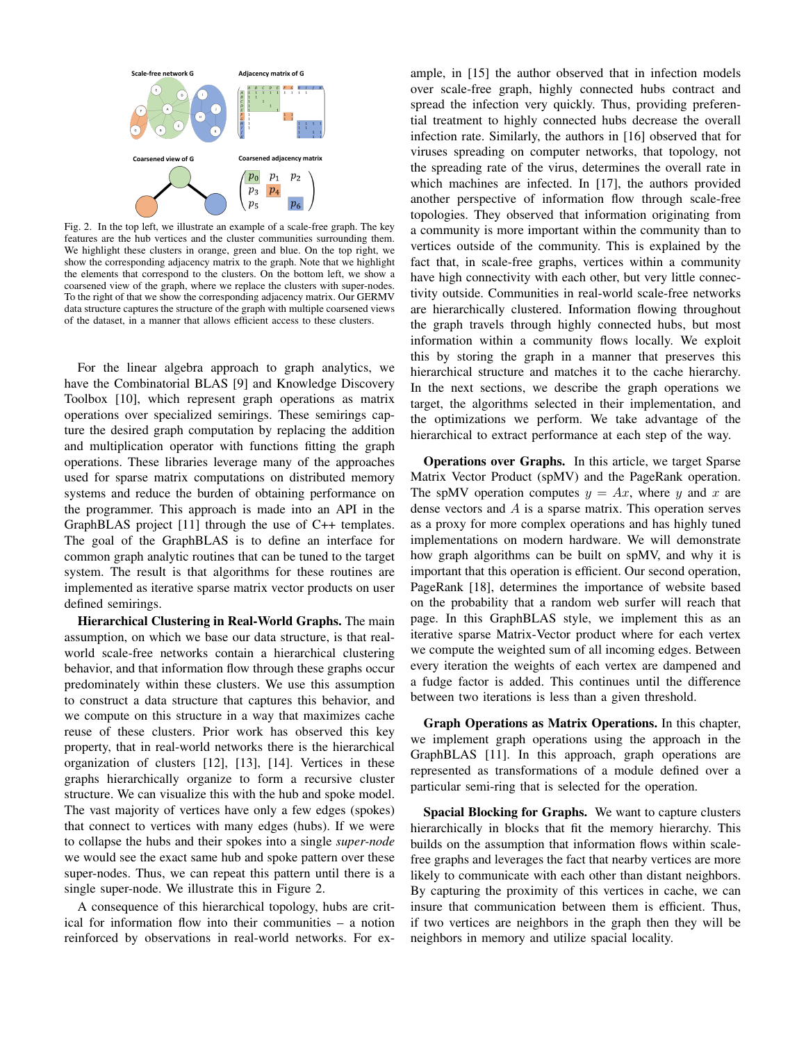Fig. 2. In the top left, we illustrate an example of a scale-free graph. The key features are the hub vertices and the cluster communities surrounding them. We highlight these clusters in orange, green and blue. On the top right, we show the corresponding adjacency matrix to the graph. Note that we highlight the elements that correspond to the clusters. On the bottom left, we show a coarsened view of the graph, where we replace the clusters with super-nodes. To the right of that we show the corresponding adjacency matrix. Our GERMV data structure captures the structure of the graph with multiple coarsened views of the dataset, in a manner that allows efficient access to these clusters.

For the linear algebra approach to graph analytics, we have the Combinatorial BLAS [9] and Knowledge Discovery Toolbox [10], which represent graph operations as matrix operations over specialized semirings. These semirings capture the desired graph computation by replacing the addition and multiplication operator with functions fitting the graph operations. These libraries leverage many of the approaches used for sparse matrix computations on distributed memory systems and reduce the burden of obtaining performance on the programmer. This approach is made into an API in the GraphBLAS project [11] through the use of C++ templates. The goal of the GraphBLAS is to define an interface for common graph analytic routines that can be tuned to the target system. The result is that algorithms for these routines are implemented as iterative sparse matrix vector products on user defined semirings.

**Hierarchical Clustering in Real-World Graphs.** The main assumption, on which we base our data structure, is that real-world scale-free networks contain a hierarchical clustering behavior, and that information flow through these graphs occur predominately within these clusters. We use this assumption to construct a data structure that captures this behavior, and we compute on this structure in a way that maximizes cache reuse of these clusters. Prior work has observed this key property, that in real-world networks there is the hierarchical organization of clusters [12], [13], [14]. Vertices in these graphs hierarchically organize to form a recursive cluster structure. We can visualize this with the hub and spoke model. The vast majority of vertices have only a few edges (spokes) that connect to vertices with many edges (hubs). If we were to collapse the hubs and their spokes into a single *super-node* we would see the exact same hub and spoke pattern over these super-nodes. Thus, we can repeat this pattern until there is a single super-node. We illustrate this in Figure 2.

A consequence of this hierarchical topology, hubs are critical for information flow into their communities – a notion reinforced by observations in real-world networks. For example, in [15] the author observed that in infection models over scale-free graph, highly connected hubs contract and spread the infection very quickly. Thus, providing preferential treatment to highly connected hubs decrease the overall infection rate. Similarly, the authors in [16] observed that for viruses spreading on computer networks, that topology, not the spreading rate of the virus, determines the overall rate in which machines are infected. In [17], the authors provided another perspective of information flow through scale-free topologies. They observed that information originating from a community is more important within the community than to vertices outside of the community. This is explained by the fact that, in scale-free graphs, vertices within a community have high connectivity with each other, but very little connectivity outside. Communities in real-world scale-free networks are hierarchically clustered. Information flowing throughout the graph travels through highly connected hubs, but most information within a community flows locally. We exploit this by storing the graph in a manner that preserves this hierarchical structure and matches it to the cache hierarchy. In the next sections, we describe the graph operations we target, the algorithms selected in their implementation, and the optimizations we perform. We take advantage of the hierarchical to extract performance at each step of the way.

**Operations over Graphs.** In this article, we target Sparse Matrix Vector Product (spMV) and the PageRank operation. The spMV operation computes $y = Ax$, where $y$ and $x$ are dense vectors and $A$ is a sparse matrix. This operation serves as a proxy for more complex operations and has highly tuned implementations on modern hardware. We will demonstrate how graph algorithms can be built on spMV, and why it is important that this operation is efficient. Our second operation, PageRank [18], determines the importance of website based on the probability that a random web surfer will reach that page. In this GraphBLAS style, we implement this as an iterative sparse Matrix-Vector product where for each vertex we compute the weighted sum of all incoming edges. Between every iteration the weights of each vertex are dampened and a fudge factor is added. This continues until the difference between two iterations is less than a given threshold.

**Graph Operations as Matrix Operations.** In this chapter, we implement graph operations using the approach in the GraphBLAS [11]. In this approach, graph operations are represented as transformations of a module defined over a particular semi-ring that is selected for the operation.

**Spacial Blocking for Graphs.** We want to capture clusters hierarchically in blocks that fit the memory hierarchy. This builds on the assumption that information flows within scale-free graphs and leverages the fact that nearby vertices are more likely to communicate with each other than distant neighbors. By capturing the proximity of this vertices in cache, we can insure that communication between them is efficient. Thus, if two vertices are neighbors in the graph then they will be neighbors in memory and utilize spacial locality.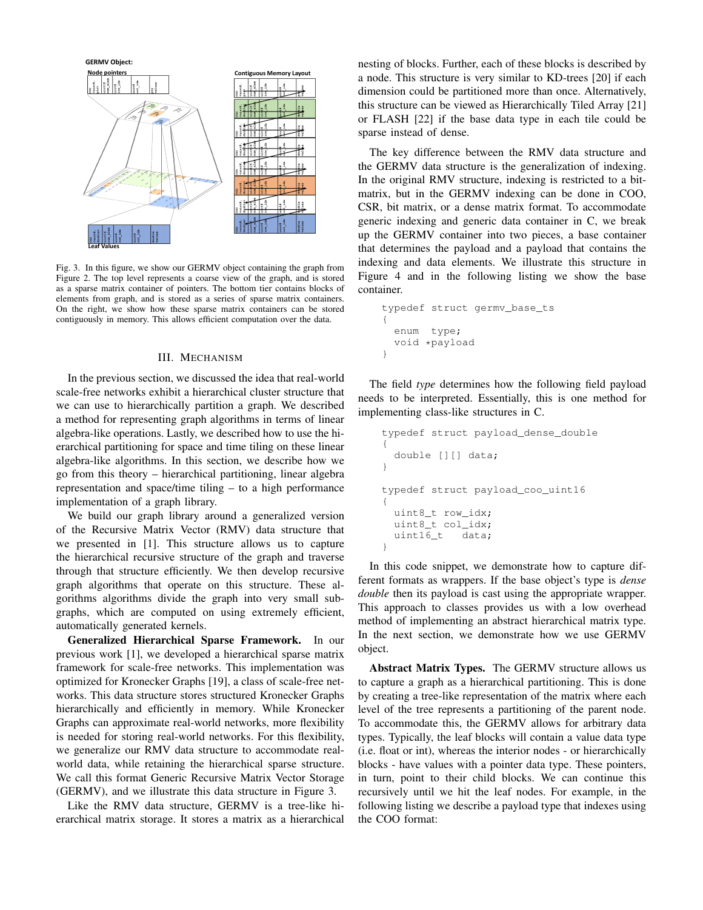Fig. 3. In this figure, we show our GERMV object containing the graph from Figure 2. The top level represents a coarse view of the graph, and is stored as a sparse matrix container of pointers. The bottom tier contains blocks of elements from graph, and is stored as a series of sparse matrix containers. On the right, we show how these sparse matrix containers can be stored contiguously in memory. This allows efficient computation over the data.

## III. Mechanism

In the previous section, we discussed the idea that real-world scale-free networks exhibit a hierarchical cluster structure that we can use to hierarchically partition a graph. We described a method for representing graph algorithms in terms of linear algebra-like operations. Lastly, we described how to use the hierarchical partitioning for space and time tiling on these linear algebra-like algorithms. In this section, we describe how we go from this theory – hierarchical partitioning, linear algebra representation and space/time tiling – to a high performance implementation of a graph library.

We build our graph library around a generalized version of the Recursive Matrix Vector (RMV) data structure that we presented in [1]. This structure allows us to capture the hierarchical recursive structure of the graph and traverse through that structure efficiently. We then develop recursive graph algorithms that operate on this structure. These algorithms algorithms divide the graph into very small subgraphs, which are computed on using extremely efficient, automatically generated kernels.

**Generalized Hierarchical Sparse Framework.** In our previous work [1], we developed a hierarchical sparse matrix framework for scale-free networks. This implementation was optimized for Kronecker Graphs [19], a class of scale-free networks. This data structure stores structured Kronecker Graphs hierarchically and efficiently in memory. While Kronecker Graphs can approximate real-world networks, more flexibility is needed for storing real-world networks. For this flexibility, we generalize our RMV data structure to accommodate real-world data, while retaining the hierarchical sparse structure. We call this format Generic Recursive Matrix Vector Storage (GERMV), and we illustrate this data structure in Figure 3.

Like the RMV data structure, GERMV is a tree-like hierarchical matrix storage. It stores a matrix as a hierarchical nesting of blocks. Further, each of these blocks is described by a node. This structure is very similar to KD-trees [20] if each dimension could be partitioned more than once. Alternatively, this structure can be viewed as Hierarchically Tiled Array [21] or FLASH [22] if the base data type in each tile could be sparse instead of dense.

The key difference between the RMV data structure and the GERMV data structure is the generalization of indexing. In the original RMV structure, indexing is restricted to a bit-matrix, but in the GERMV indexing can be done in COO, CSR, bit matrix, or a dense matrix format. To accommodate generic indexing and generic data container in C, we break up the GERMV container into two pieces, a base container that determines the payload and a payload that contains the indexing and data elements. We illustrate this structure in Figure 4 and in the following listing we show the base container.

```
typedef struct germv_base_ts
{
  enum  type;
  void *payload
}
```

The field *type* determines how the following field payload needs to be interpreted. Essentially, this is one method for implementing class-like structures in C.

```
typedef struct payload_dense_double
{
  double [][] data;
}

typedef struct payload_coo_uint16
{
  uint8_t row_idx;
  uint8_t col_idx;
  uint16_t   data;
}
```

In this code snippet, we demonstrate how to capture different formats as wrappers. If the base object's type is *dense double* then its payload is cast using the appropriate wrapper. This approach to classes provides us with a low overhead method of implementing an abstract hierarchical matrix type. In the next section, we demonstrate how we use GERMV object.

**Abstract Matrix Types.** The GERMV structure allows us to capture a graph as a hierarchical partitioning. This is done by creating a tree-like representation of the matrix where each level of the tree represents a partitioning of the parent node. To accommodate this, the GERMV allows for arbitrary data types. Typically, the leaf blocks will contain a value data type (i.e. float or int), whereas the interior nodes - or hierarchically blocks - have values with a pointer data type. These pointers, in turn, point to their child blocks. We can continue this recursively until we hit the leaf nodes. For example, in the following listing we describe a payload type that indexes using the COO format: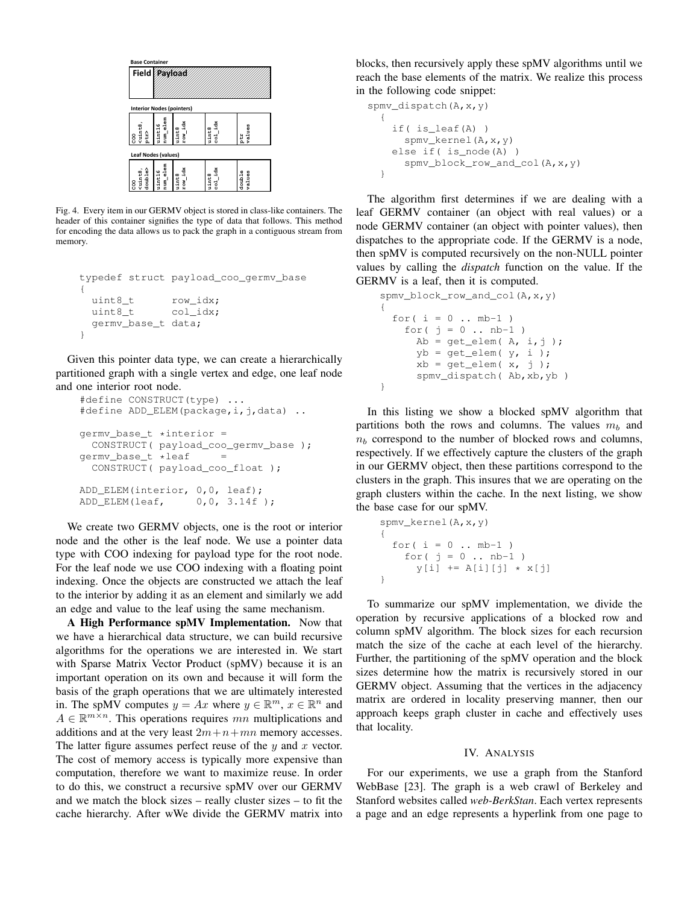| Base Container | |
|---|---|
| Field | Payload |

Interior Nodes (pointers)

| COO <uint8, ptr> | uint16 num_elem | uint8 row_idx | uint8 col_idx | ptr values |
|---|---|---|---|---|

Leaf Nodes (values)

| COO <uint8, double> | uint16 num_elem | uint8 row_idx | uint8 col_idx | double values |
|---|---|---|---|---|

Fig. 4. Every item in our GERMV object is stored in class-like containers. The header of this container signifies the type of data that follows. This method for encoding the data allows us to pack the graph in a contiguous stream from memory.

```
typedef struct payload_coo_germv_base
{
  uint8_t        row_idx;
  uint8_t        col_idx;
  germv_base_t data;
}
```

Given this pointer data type, we can create a hierarchically partitioned graph with a single vertex and edge, one leaf node and one interior root node.

```
#define CONSTRUCT(type) ...
#define ADD_ELEM(package,i,j,data) ..

germv_base_t *interior =
  CONSTRUCT( payload_coo_germv_base );
germv_base_t *leaf     =
  CONSTRUCT( payload_coo_float );

ADD_ELEM(interior, 0,0, leaf);
ADD_ELEM(leaf,     0,0, 3.14f );
```

We create two GERMV objects, one is the root or interior node and the other is the leaf node. We use a pointer data type with COO indexing for payload type for the root node. For the leaf node we use COO indexing with a floating point indexing. Once the objects are constructed we attach the leaf to the interior by adding it as an element and similarly we add an edge and value to the leaf using the same mechanism.

**A High Performance spMV Implementation.** Now that we have a hierarchical data structure, we can build recursive algorithms for the operations we are interested in. We start with Sparse Matrix Vector Product (spMV) because it is an important operation on its own and because it will form the basis of the graph operations that we are ultimately interested in. The spMV computes $y = Ax$ where $y \in \mathbb{R}^m$, $x \in \mathbb{R}^n$ and $A \in \mathbb{R}^{m \times n}$. This operations requires $mn$ multiplications and additions and at the very least $2m+n+mn$ memory accesses. The latter figure assumes perfect reuse of the $y$ and $x$ vector. The cost of memory access is typically more expensive than computation, therefore we want to maximize reuse. In order to do this, we construct a recursive spMV over our GERMV and we match the block sizes – really cluster sizes – to fit the cache hierarchy. After wWe divide the GERMV matrix into blocks, then recursively apply these spMV algorithms until we reach the base elements of the matrix. We realize this process in the following code snippet:

```
spmv_dispatch(A,x,y)
  {
    if( is_leaf(A) )
      spmv_kernel(A,x,y)
    else if( is_node(A) )
      spmv_block_row_and_col(A,x,y)
  }
```

The algorithm first determines if we are dealing with a leaf GERMV container (an object with real values) or a node GERMV container (an object with pointer values), then dispatches to the appropriate code. If the GERMV is a node, then spMV is computed recursively on the non-NULL pointer values by calling the *dispatch* function on the value. If the GERMV is a leaf, then it is computed.

```
spmv_block_row_and_col(A,x,y)
{
  for( i = 0 .. mb-1 )
    for( j = 0 .. nb-1 )
      Ab = get_elem( A, i,j );
      yb = get_elem( y, i );
      xb = get_elem( x, j );
      spmv_dispatch( Ab,xb,yb )
}
```

In this listing we show a blocked spMV algorithm that partitions both the rows and columns. The values $m_b$ and $n_b$ correspond to the number of blocked rows and columns, respectively. If we effectively capture the clusters of the graph in our GERMV object, then these partitions correspond to the clusters in the graph. This insures that we are operating on the graph clusters within the cache. In the next listing, we show the base case for our spMV.

```
spmv_kernel(A,x,y)
{
  for( i = 0 .. mb-1 )
    for( j = 0 .. nb-1 )
      y[i] += A[i][j] * x[j]
}
```

To summarize our spMV implementation, we divide the operation by recursive applications of a blocked row and column spMV algorithm. The block sizes for each recursion match the size of the cache at each level of the hierarchy. Further, the partitioning of the spMV operation and the block sizes determine how the matrix is recursively stored in our GERMV object. Assuming that the vertices in the adjacency matrix are ordered in locality preserving manner, then our approach keeps graph cluster in cache and effectively uses that locality.

## IV. Analysis

For our experiments, we use a graph from the Stanford WebBase [23]. The graph is a web crawl of Berkeley and Stanford websites called *web-BerkStan*. Each vertex represents a page and an edge represents a hyperlink from one page to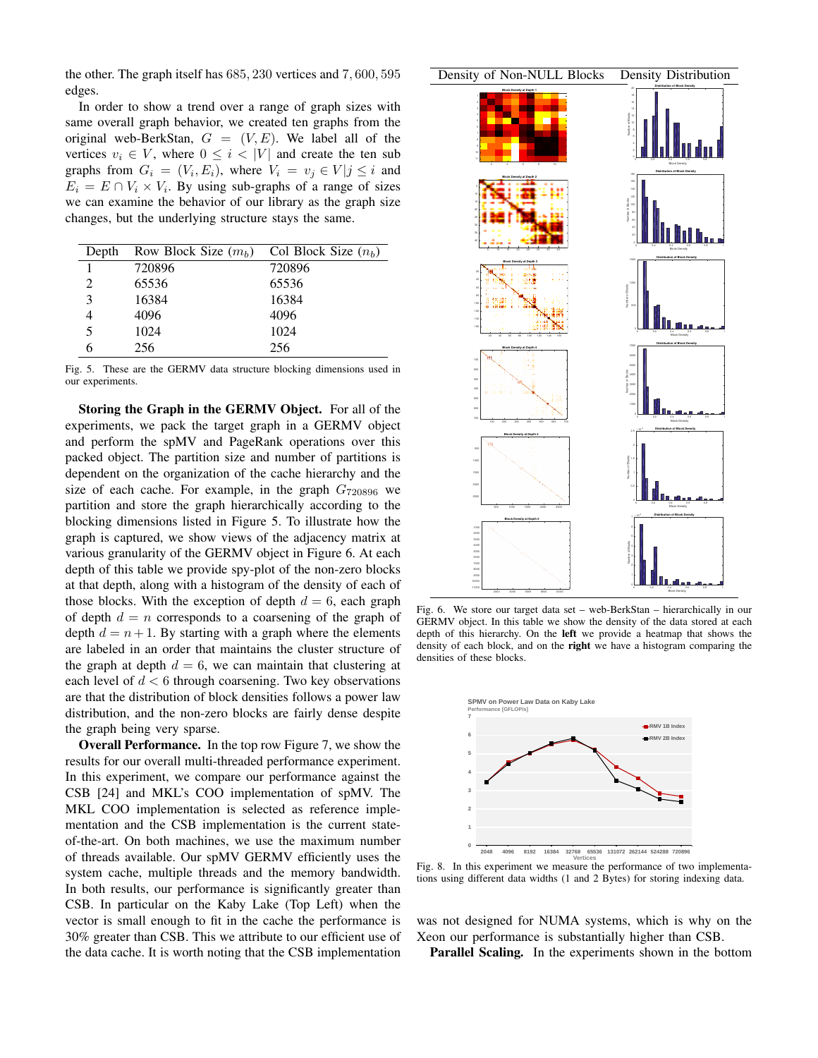the other. The graph itself has $685,230$ vertices and $7,600,595$ edges.

In order to show a trend over a range of graph sizes with same overall graph behavior, we created ten graphs from the original web-BerkStan, $G = (V, E)$. We label all of the vertices $v_i \in V$, where $0 \leq i < |V|$ and create the ten sub graphs from $G_i = (V_i, E_i)$, where $V_i = v_j \in V | j \leq i$ and $E_i = E \cap V_i \times V_i$. By using sub-graphs of a range of sizes we can examine the behavior of our library as the graph size changes, but the underlying structure stays the same.

| Depth | Row Block Size ($m_b$) | Col Block Size ($n_b$) |
|---|---|---|
| 1 | 720896 | 720896 |
| 2 | 65536 | 65536 |
| 3 | 16384 | 16384 |
| 4 | 4096 | 4096 |
| 5 | 1024 | 1024 |
| 6 | 256 | 256 |

Fig. 5. These are the GERMV data structure blocking dimensions used in our experiments.

**Storing the Graph in the GERMV Object.** For all of the experiments, we pack the target graph in a GERMV object and perform the spMV and PageRank operations over this packed object. The partition size and number of partitions is dependent on the organization of the cache hierarchy and the size of each cache. For example, in the graph $G_{720896}$ we partition and store the graph hierarchically according to the blocking dimensions listed in Figure 5. To illustrate how the graph is captured, we show views of the adjacency matrix at various granularity of the GERMV object in Figure 6. At each depth of this table we provide spy-plot of the non-zero blocks at that depth, along with a histogram of the density of each of those blocks. With the exception of depth $d = 6$, each graph of depth $d = n$ corresponds to a coarsening of the graph of depth $d = n + 1$. By starting with a graph where the elements are labeled in an order that maintains the cluster structure of the graph at depth $d = 6$, we can maintain that clustering at each level of $d < 6$ through coarsening. Two key observations are that the distribution of block densities follows a power law distribution, and the non-zero blocks are fairly dense despite the graph being very sparse.

**Overall Performance.** In the top row Figure 7, we show the results for our overall multi-threaded performance experiment. In this experiment, we compare our performance against the CSB [24] and MKL's COO implementation of spMV. The MKL COO implementation is selected as reference implementation and the CSB implementation is the current state-of-the-art. On both machines, we use the maximum number of threads available. Our spMV GERMV efficiently uses the system cache, multiple threads and the memory bandwidth. In both results, our performance is significantly greater than CSB. In particular on the Kaby Lake (Top Left) when the vector is small enough to fit in the cache the performance is 30% greater than CSB. This we attribute to our efficient use of the data cache. It is worth noting that the CSB implementation was not designed for NUMA systems, which is why on the Xeon our performance is substantially higher than CSB.

Fig. 6. We store our target data set – web-BerkStan – hierarchically in our GERMV object. In this table we show the density of the data stored at each depth of this hierarchy. On the **left** we provide a heatmap that shows the density of each block, and on the **right** we have a histogram comparing the densities of these blocks.

Fig. 8. In this experiment we measure the performance of two implementations using different data widths (1 and 2 Bytes) for storing indexing data.

**Parallel Scaling.** In the experiments shown in the bottom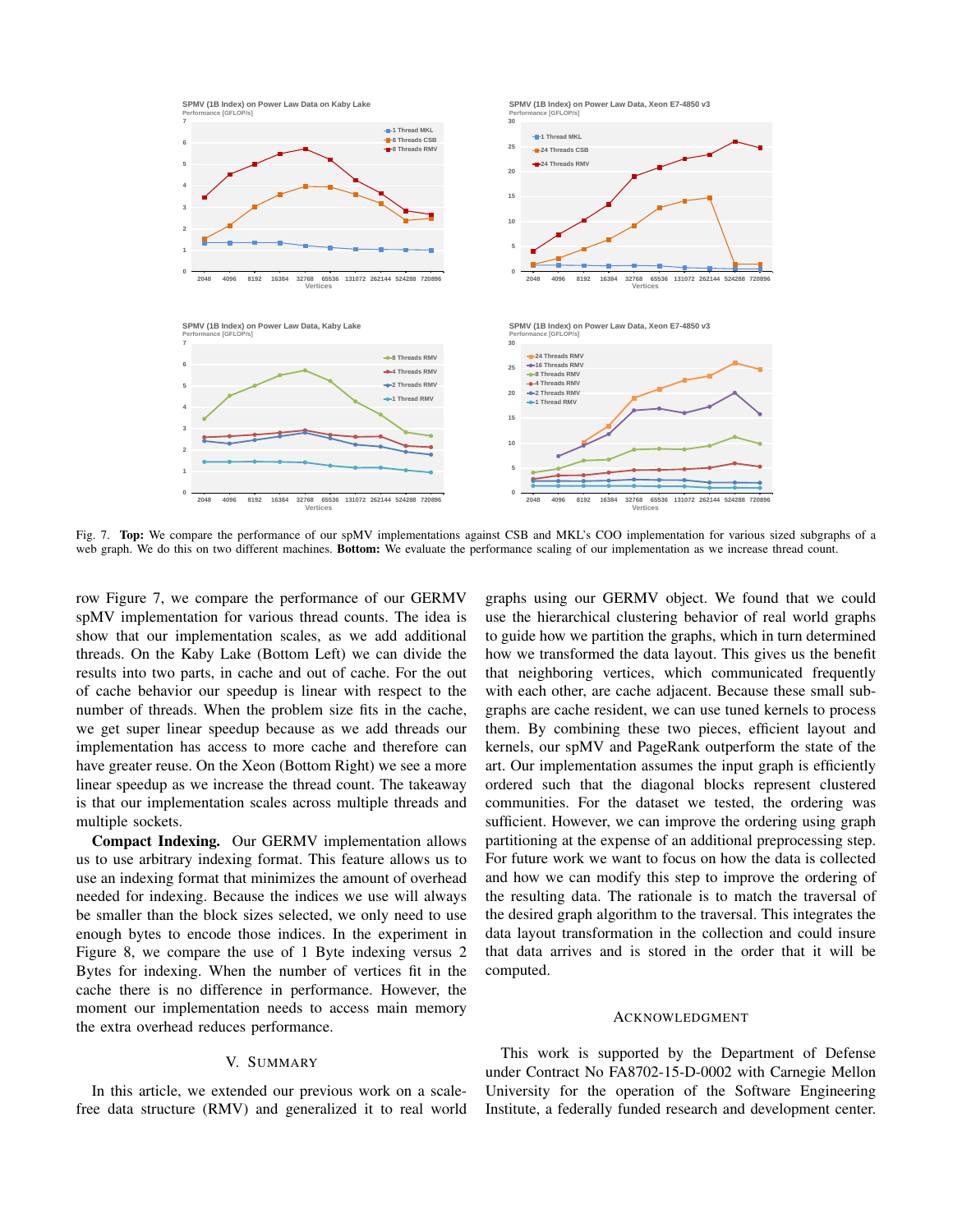SPMV (1B Index) on Power Law Data on Kaby Lake
Performance [GFLOP/s]

1 Thread MKL
8 Threads CSB
8 Threads RMV

0 1 2 3 4 5 6 7

2048 4096 8192 16384 32768 65536 131072 262144 524288 720896
Vertices

SPMV (1B Index) on Power Law Data, Xeon E7-4850 v3
Performance [GFLOP/s]

1 Thread MKL
24 Threads CSB
24 Threads RMV

0 5 10 15 20 25 30

2048 4096 8192 16384 32768 65536 131072 262144 524288 720896
Vertices

SPMV (1B Index) on Power Law Data, Kaby Lake
Performance [GFLOP/s]

8 Threads RMV
4 Threads RMV
2 Threads RMV
1 Thread RMV

0 1 2 3 4 5 6 7

2048 4096 8192 16384 32768 65536 131072 262144 524288 720896
Vertices

SPMV (1B Index) on Power Law Data, Xeon E7-4850 v3
Performance [GFLOP/s]

24 Threads RMV
16 Threads RMV
8 Threads RMV
4 Threads RMV
2 Threads RMV
1 Thread RMV

0 5 10 15 20 25 30

2048 4096 8192 16384 32768 65536 131072 262144 524288 720896
Vertices

Fig. 7. **Top:** We compare the performance of our spMV implementations against CSB and MKL's COO implementation for various sized subgraphs of a web graph. We do this on two different machines. **Bottom:** We evaluate the performance scaling of our implementation as we increase thread count.

row Figure 7, we compare the performance of our GERMV spMV implementation for various thread counts. The idea is show that our implementation scales, as we add additional threads. On the Kaby Lake (Bottom Left) we can divide the results into two parts, in cache and out of cache. For the out of cache behavior our speedup is linear with respect to the number of threads. When the problem size fits in the cache, we get super linear speedup because as we add threads our implementation has access to more cache and therefore can have greater reuse. On the Xeon (Bottom Right) we see a more linear speedup as we increase the thread count. The takeaway is that our implementation scales across multiple threads and multiple sockets.

**Compact Indexing.** Our GERMV implementation allows us to use arbitrary indexing format. This feature allows us to use an indexing format that minimizes the amount of overhead needed for indexing. Because the indices we use will always be smaller than the block sizes selected, we only need to use enough bytes to encode those indices. In the experiment in Figure 8, we compare the use of 1 Byte indexing versus 2 Bytes for indexing. When the number of vertices fit in the cache there is no difference in performance. However, the moment our implementation needs to access main memory the extra overhead reduces performance.

## V. Summary

In this article, we extended our previous work on a scale-free data structure (RMV) and generalized it to real world graphs using our GERMV object. We found that we could use the hierarchical clustering behavior of real world graphs to guide how we partition the graphs, which in turn determined how we transformed the data layout. This gives us the benefit that neighboring vertices, which communicated frequently with each other, are cache adjacent. Because these small subgraphs are cache resident, we can use tuned kernels to process them. By combining these two pieces, efficient layout and kernels, our spMV and PageRank outperform the state of the art. Our implementation assumes the input graph is efficiently ordered such that the diagonal blocks represent clustered communities. For the dataset we tested, the ordering was sufficient. However, we can improve the ordering using graph partitioning at the expense of an additional preprocessing step. For future work we want to focus on how the data is collected and how we can modify this step to improve the ordering of the resulting data. The rationale is to match the traversal of the desired graph algorithm to the traversal. This integrates the data layout transformation in the collection and could insure that data arrives and is stored in the order that it will be computed.

## Acknowledgment

This work is supported by the Department of Defense under Contract No FA8702-15-D-0002 with Carnegie Mellon University for the operation of the Software Engineering Institute, a federally funded research and development center.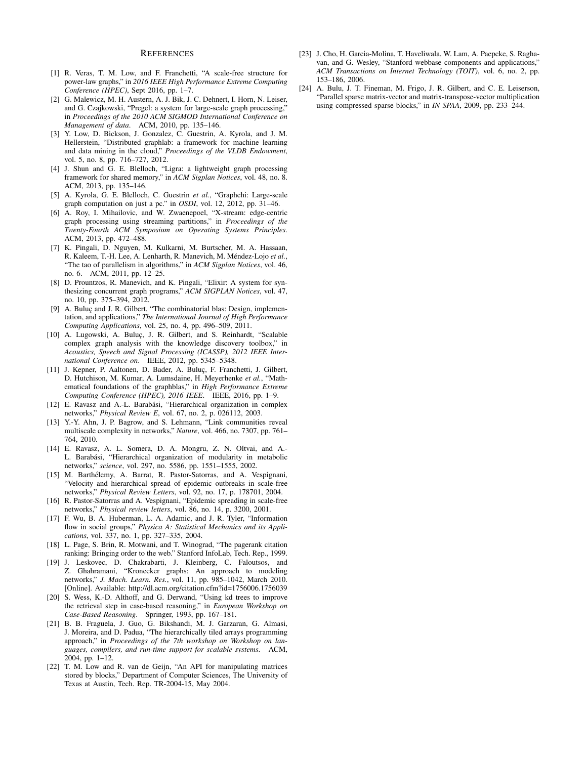# References

[1] R. Veras, T. M. Low, and F. Franchetti, "A scale-free structure for power-law graphs," in *2016 IEEE High Performance Extreme Computing Conference (HPEC)*, Sept 2016, pp. 1–7.

[2] G. Malewicz, M. H. Austern, A. J. Bik, J. C. Dehnert, I. Horn, N. Leiser, and G. Czajkowski, "Pregel: a system for large-scale graph processing," in *Proceedings of the 2010 ACM SIGMOD International Conference on Management of data*. ACM, 2010, pp. 135–146.

[3] Y. Low, D. Bickson, J. Gonzalez, C. Guestrin, A. Kyrola, and J. M. Hellerstein, "Distributed graphlab: a framework for machine learning and data mining in the cloud," *Proceedings of the VLDB Endowment*, vol. 5, no. 8, pp. 716–727, 2012.

[4] J. Shun and G. E. Blelloch, "Ligra: a lightweight graph processing framework for shared memory," in *ACM Sigplan Notices*, vol. 48, no. 8. ACM, 2013, pp. 135–146.

[5] A. Kyrola, G. E. Blelloch, C. Guestrin *et al.*, "Graphchi: Large-scale graph computation on just a pc." in *OSDI*, vol. 12, 2012, pp. 31–46.

[6] A. Roy, I. Mihailovic, and W. Zwaenepoel, "X-stream: edge-centric graph processing using streaming partitions," in *Proceedings of the Twenty-Fourth ACM Symposium on Operating Systems Principles*. ACM, 2013, pp. 472–488.

[7] K. Pingali, D. Nguyen, M. Kulkarni, M. Burtscher, M. A. Hassaan, R. Kaleem, T.-H. Lee, A. Lenharth, R. Manevich, M. Méndez-Lojo *et al.*, "The tao of parallelism in algorithms," in *ACM Sigplan Notices*, vol. 46, no. 6. ACM, 2011, pp. 12–25.

[8] D. Prountzos, R. Manevich, and K. Pingali, "Elixir: A system for synthesizing concurrent graph programs," *ACM SIGPLAN Notices*, vol. 47, no. 10, pp. 375–394, 2012.

[9] A. Buluç and J. R. Gilbert, "The combinatorial blas: Design, implementation, and applications," *The International Journal of High Performance Computing Applications*, vol. 25, no. 4, pp. 496–509, 2011.

[10] A. Lugowski, A. Buluç, J. R. Gilbert, and S. Reinhardt, "Scalable complex graph analysis with the knowledge discovery toolbox," in *Acoustics, Speech and Signal Processing (ICASSP), 2012 IEEE International Conference on*. IEEE, 2012, pp. 5345–5348.

[11] J. Kepner, P. Aaltonen, D. Bader, A. Buluç, F. Franchetti, J. Gilbert, D. Hutchison, M. Kumar, A. Lumsdaine, H. Meyerhenke *et al.*, "Mathematical foundations of the graphblas," in *High Performance Extreme Computing Conference (HPEC), 2016 IEEE*. IEEE, 2016, pp. 1–9.

[12] E. Ravasz and A.-L. Barabási, "Hierarchical organization in complex networks," *Physical Review E*, vol. 67, no. 2, p. 026112, 2003.

[13] Y.-Y. Ahn, J. P. Bagrow, and S. Lehmann, "Link communities reveal multiscale complexity in networks," *Nature*, vol. 466, no. 7307, pp. 761–764, 2010.

[14] E. Ravasz, A. L. Somera, D. A. Mongru, Z. N. Oltvai, and A.-L. Barabási, "Hierarchical organization of modularity in metabolic networks," *science*, vol. 297, no. 5586, pp. 1551–1555, 2002.

[15] M. Barthélemy, A. Barrat, R. Pastor-Satorras, and A. Vespignani, "Velocity and hierarchical spread of epidemic outbreaks in scale-free networks," *Physical Review Letters*, vol. 92, no. 17, p. 178701, 2004.

[16] R. Pastor-Satorras and A. Vespignani, "Epidemic spreading in scale-free networks," *Physical review letters*, vol. 86, no. 14, p. 3200, 2001.

[17] F. Wu, B. A. Huberman, L. A. Adamic, and J. R. Tyler, "Information flow in social groups," *Physica A: Statistical Mechanics and its Applications*, vol. 337, no. 1, pp. 327–335, 2004.

[18] L. Page, S. Brin, R. Motwani, and T. Winograd, "The pagerank citation ranking: Bringing order to the web." Stanford InfoLab, Tech. Rep., 1999.

[19] J. Leskovec, D. Chakrabarti, J. Kleinberg, C. Faloutsos, and Z. Ghahramani, "Kronecker graphs: An approach to modeling networks," *J. Mach. Learn. Res.*, vol. 11, pp. 985–1042, March 2010. [Online]. Available: http://dl.acm.org/citation.cfm?id=1756006.1756039

[20] S. Wess, K.-D. Althoff, and G. Derwand, "Using kd trees to improve the retrieval step in case-based reasoning," in *European Workshop on Case-Based Reasoning*. Springer, 1993, pp. 167–181.

[21] B. B. Fraguela, J. Guo, G. Bikshandi, M. J. Garzaran, G. Almasi, J. Moreira, and D. Padua, "The hierarchically tiled arrays programming approach," in *Proceedings of the 7th workshop on Workshop on languages, compilers, and run-time support for scalable systems*. ACM, 2004, pp. 1–12.

[22] T. M. Low and R. van de Geijn, "An API for manipulating matrices stored by blocks," Department of Computer Sciences, The University of Texas at Austin, Tech. Rep. TR-2004-15, May 2004.

[23] J. Cho, H. Garcia-Molina, T. Haveliwala, W. Lam, A. Paepcke, S. Raghavan, and G. Wesley, "Stanford webbase components and applications," *ACM Transactions on Internet Technology (TOIT)*, vol. 6, no. 2, pp. 153–186, 2006.

[24] A. Bulu, J. T. Fineman, M. Frigo, J. R. Gilbert, and C. E. Leiserson, "Parallel sparse matrix-vector and matrix-transpose-vector multiplication using compressed sparse blocks," in *IN SPAA*, 2009, pp. 233–244.